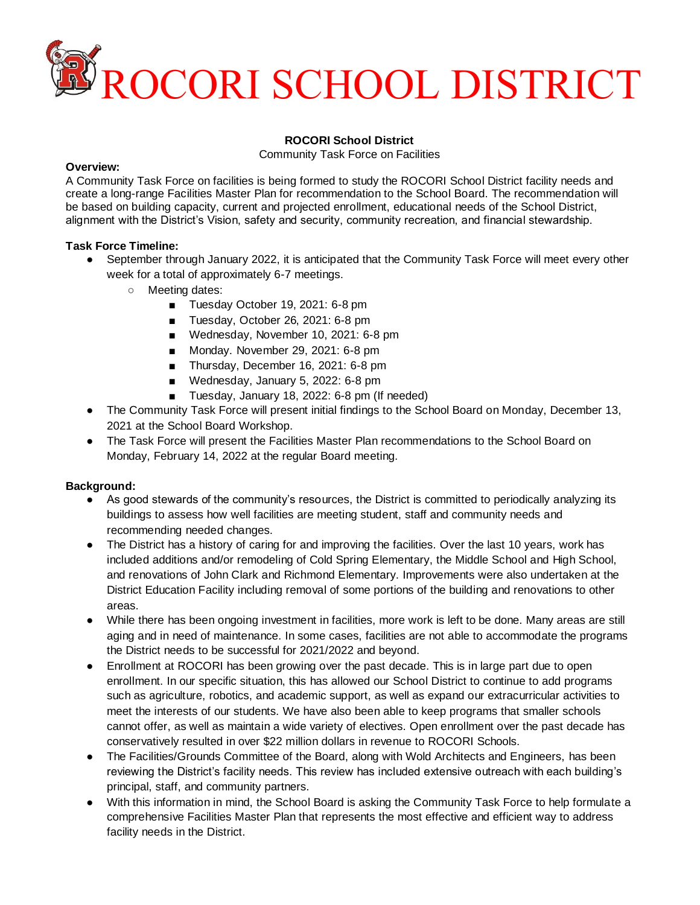# ROCORI SCHOOL DISTRICT

**ROCORI School District**

Community Task Force on Facilities

**Overview:**

A Community Task Force on facilities is being formed to study the ROCORI School District facility needs and create a long-range Facilities Master Plan for recommendation to the School Board. The recommendation will be based on building capacity, current and projected enrollment, educational needs of the School District, alignment with the District's Vision, safety and security, community recreation, and financial stewardship.

**Task Force Timeline:**

- September through January 2022, it is anticipated that the Community Task Force will meet every other week for a total of approximately 6-7 meetings.
  - Meeting dates:
    - Tuesday October 19, 2021: 6-8 pm
    - Tuesday, October 26, 2021: 6-8 pm
    - Wednesday, November 10, 2021: 6-8 pm
    - Monday. November 29, 2021: 6-8 pm
    - Thursday, December 16, 2021: 6-8 pm
    - Wednesday, January 5, 2022: 6-8 pm
    - Tuesday, January 18, 2022: 6-8 pm (If needed)
- The Community Task Force will present initial findings to the School Board on Monday, December 13, 2021 at the School Board Workshop.
- The Task Force will present the Facilities Master Plan recommendations to the School Board on Monday, February 14, 2022 at the regular Board meeting.

**Background:**

- As good stewards of the community's resources, the District is committed to periodically analyzing its buildings to assess how well facilities are meeting student, staff and community needs and recommending needed changes.
- The District has a history of caring for and improving the facilities. Over the last 10 years, work has included additions and/or remodeling of Cold Spring Elementary, the Middle School and High School, and renovations of John Clark and Richmond Elementary. Improvements were also undertaken at the District Education Facility including removal of some portions of the building and renovations to other areas.
- While there has been ongoing investment in facilities, more work is left to be done. Many areas are still aging and in need of maintenance. In some cases, facilities are not able to accommodate the programs the District needs to be successful for 2021/2022 and beyond.
- Enrollment at ROCORI has been growing over the past decade. This is in large part due to open enrollment. In our specific situation, this has allowed our School District to continue to add programs such as agriculture, robotics, and academic support, as well as expand our extracurricular activities to meet the interests of our students. We have also been able to keep programs that smaller schools cannot offer, as well as maintain a wide variety of electives. Open enrollment over the past decade has conservatively resulted in over $22 million dollars in revenue to ROCORI Schools.
- The Facilities/Grounds Committee of the Board, along with Wold Architects and Engineers, has been reviewing the District's facility needs. This review has included extensive outreach with each building's principal, staff, and community partners.
- With this information in mind, the School Board is asking the Community Task Force to help formulate a comprehensive Facilities Master Plan that represents the most effective and efficient way to address facility needs in the District.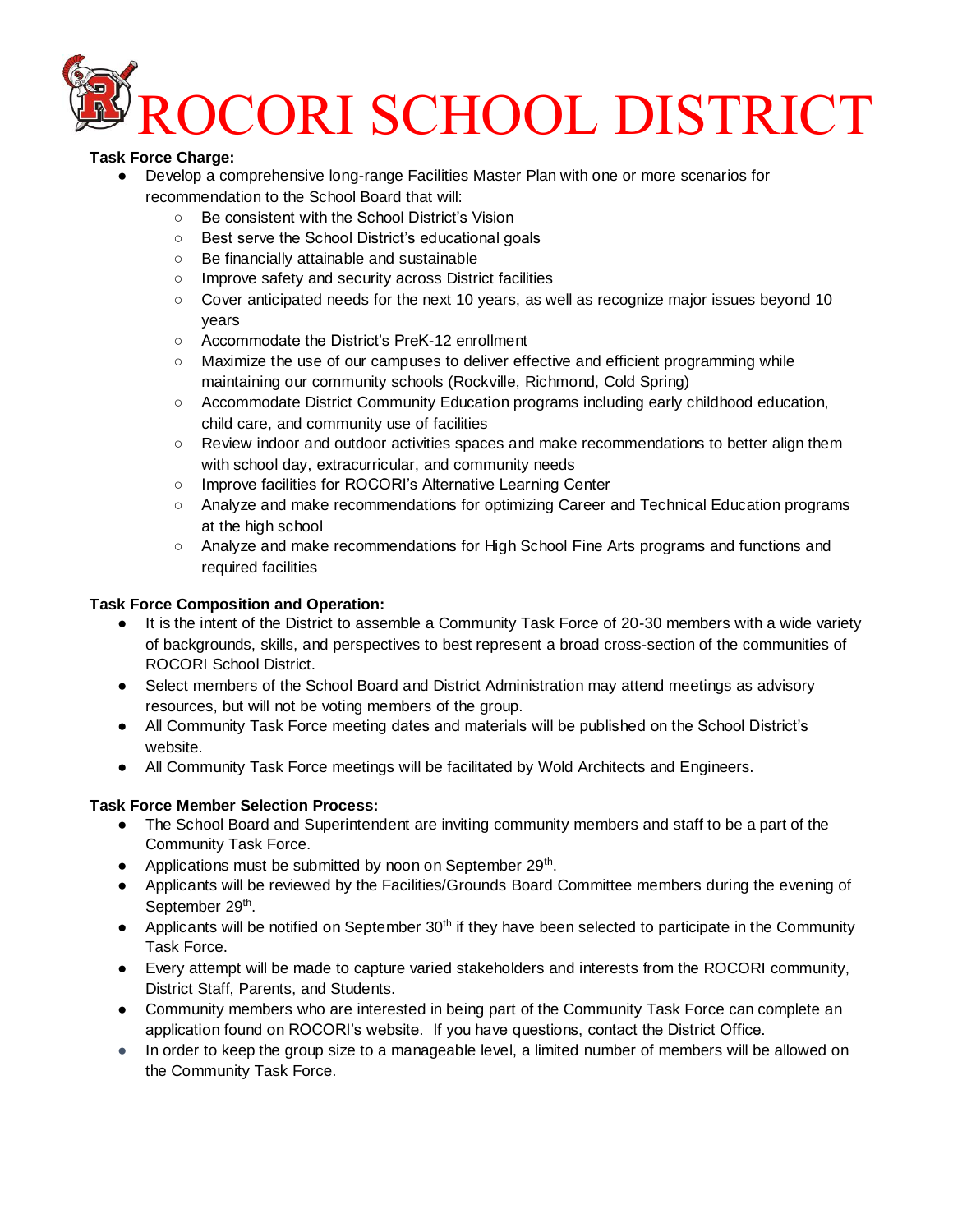# ROCORI SCHOOL DISTRICT

**Task Force Charge:**

- Develop a comprehensive long-range Facilities Master Plan with one or more scenarios for recommendation to the School Board that will:
    - Be consistent with the School District's Vision
    - Best serve the School District's educational goals
    - Be financially attainable and sustainable
    - Improve safety and security across District facilities
    - Cover anticipated needs for the next 10 years, as well as recognize major issues beyond 10 years
    - Accommodate the District's PreK-12 enrollment
    - Maximize the use of our campuses to deliver effective and efficient programming while maintaining our community schools (Rockville, Richmond, Cold Spring)
    - Accommodate District Community Education programs including early childhood education, child care, and community use of facilities
    - Review indoor and outdoor activities spaces and make recommendations to better align them with school day, extracurricular, and community needs
    - Improve facilities for ROCORI's Alternative Learning Center
    - Analyze and make recommendations for optimizing Career and Technical Education programs at the high school
    - Analyze and make recommendations for High School Fine Arts programs and functions and required facilities

**Task Force Composition and Operation:**

- It is the intent of the District to assemble a Community Task Force of 20-30 members with a wide variety of backgrounds, skills, and perspectives to best represent a broad cross-section of the communities of ROCORI School District.
- Select members of the School Board and District Administration may attend meetings as advisory resources, but will not be voting members of the group.
- All Community Task Force meeting dates and materials will be published on the School District's website.
- All Community Task Force meetings will be facilitated by Wold Architects and Engineers.

**Task Force Member Selection Process:**

- The School Board and Superintendent are inviting community members and staff to be a part of the Community Task Force.
- Applications must be submitted by noon on September 29th.
- Applicants will be reviewed by the Facilities/Grounds Board Committee members during the evening of September 29th.
- Applicants will be notified on September 30th if they have been selected to participate in the Community Task Force.
- Every attempt will be made to capture varied stakeholders and interests from the ROCORI community, District Staff, Parents, and Students.
- Community members who are interested in being part of the Community Task Force can complete an application found on ROCORI's website. If you have questions, contact the District Office.
- In order to keep the group size to a manageable level, a limited number of members will be allowed on the Community Task Force.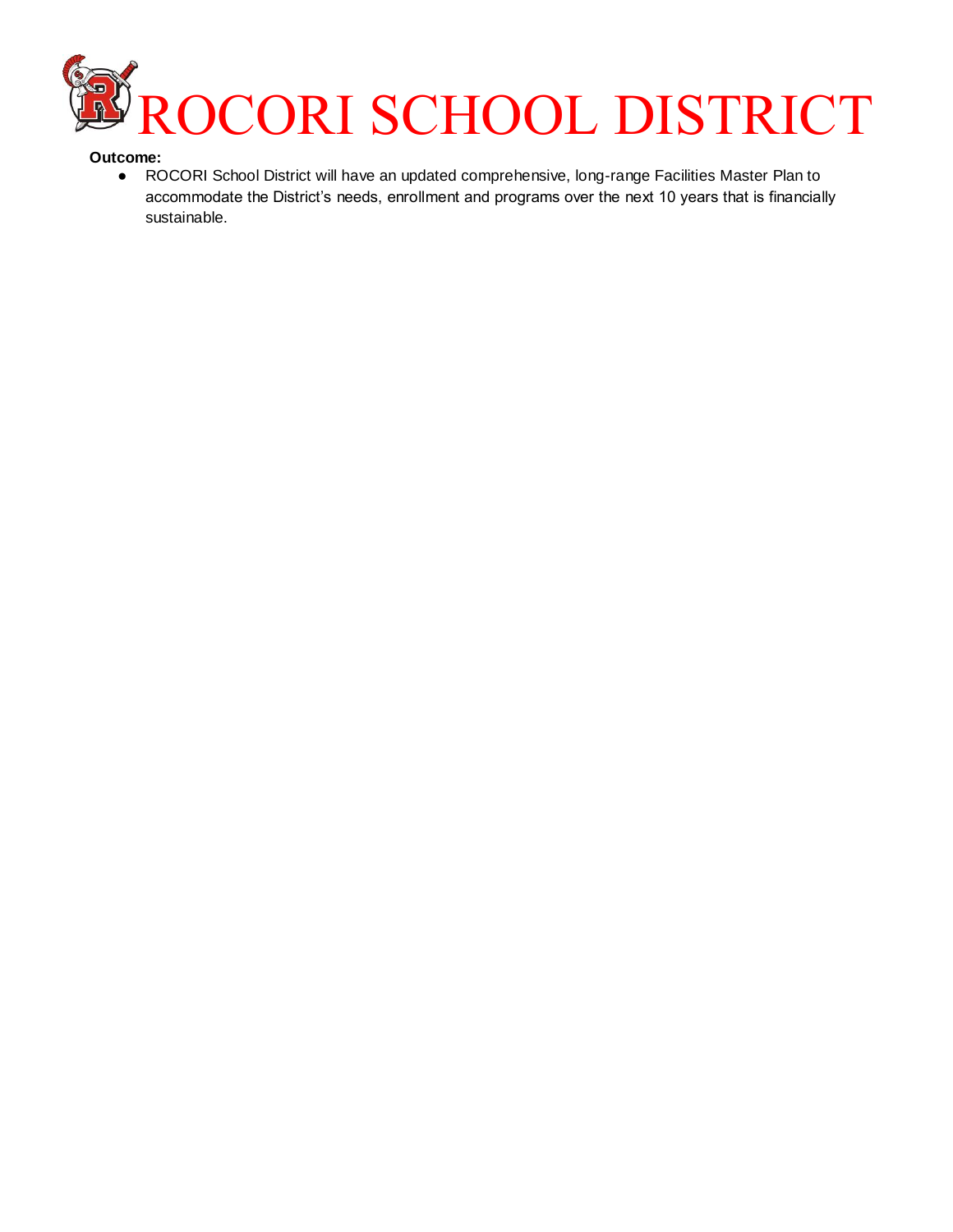# ROCORI SCHOOL DISTRICT

**Outcome:**

- ROCORI School District will have an updated comprehensive, long-range Facilities Master Plan to accommodate the District's needs, enrollment and programs over the next 10 years that is financially sustainable.